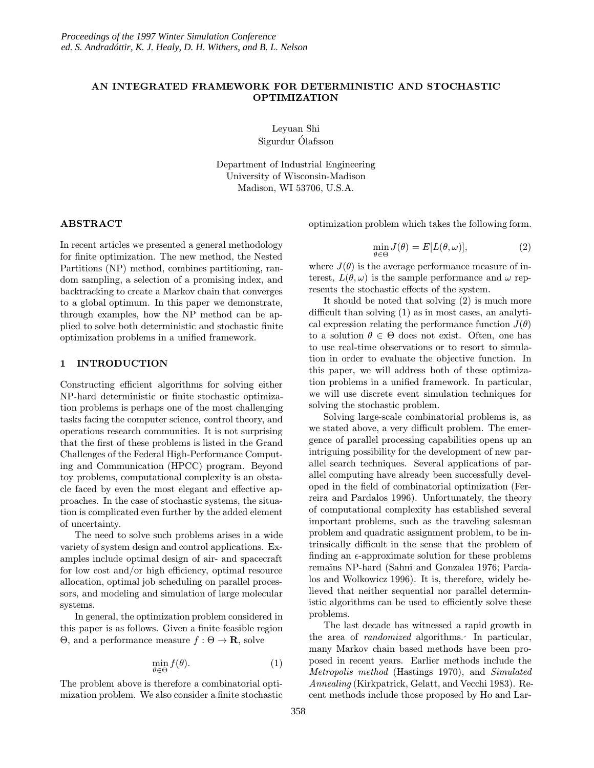# AN INTEGRATED FRAMEWORK FOR DETERMINISTIC AND STOCHASTIC OPTIMIZATION

Leyuan Shi
Sigurdur Ólafsson

Department of Industrial Engineering
University of Wisconsin-Madison
Madison, WI 53706, U.S.A.

## ABSTRACT

In recent articles we presented a general methodology for finite optimization. The new method, the Nested Partitions (NP) method, combines partitioning, random sampling, a selection of a promising index, and backtracking to create a Markov chain that converges to a global optimum. In this paper we demonstrate, through examples, how the NP method can be applied to solve both deterministic and stochastic finite optimization problems in a unified framework.

## 1 INTRODUCTION

Constructing efficient algorithms for solving either NP-hard deterministic or finite stochastic optimization problems is perhaps one of the most challenging tasks facing the computer science, control theory, and operations research communities. It is not surprising that the first of these problems is listed in the Grand Challenges of the Federal High-Performance Computing and Communication (HPCC) program. Beyond toy problems, computational complexity is an obstacle faced by even the most elegant and effective approaches. In the case of stochastic systems, the situation is complicated even further by the added element of uncertainty.

The need to solve such problems arises in a wide variety of system design and control applications. Examples include optimal design of air- and spacecraft for low cost and/or high efficiency, optimal resource allocation, optimal job scheduling on parallel processors, and modeling and simulation of large molecular systems.

In general, the optimization problem considered in this paper is as follows. Given a finite feasible region $\Theta$, and a performance measure $f : \Theta \to \mathbf{R}$, solve

$$\min_{\theta \in \Theta} f(\theta). \tag{1}$$

The problem above is therefore a combinatorial optimization problem. We also consider a finite stochastic optimization problem which takes the following form.

$$\min_{\theta \in \Theta} J(\theta) = E[L(\theta, \omega)], \tag{2}$$

where $J(\theta)$ is the average performance measure of interest, $L(\theta, \omega)$ is the sample performance and $\omega$ represents the stochastic effects of the system.

It should be noted that solving (2) is much more difficult than solving (1) as in most cases, an analytical expression relating the performance function $J(\theta)$ to a solution $\theta \in \Theta$ does not exist. Often, one has to use real-time observations or to resort to simulation in order to evaluate the objective function. In this paper, we will address both of these optimization problems in a unified framework. In particular, we will use discrete event simulation techniques for solving the stochastic problem.

Solving large-scale combinatorial problems is, as we stated above, a very difficult problem. The emergence of parallel processing capabilities opens up an intriguing possibility for the development of new parallel search techniques. Several applications of parallel computing have already been successfully developed in the field of combinatorial optimization (Ferreira and Pardalos 1996). Unfortunately, the theory of computational complexity has established several important problems, such as the traveling salesman problem and quadratic assignment problem, to be intrinsically difficult in the sense that the problem of finding an $\epsilon$-approximate solution for these problems remains NP-hard (Sahni and Gonzalea 1976; Pardalos and Wolkowicz 1996). It is, therefore, widely believed that neither sequential nor parallel deterministic algorithms can be used to efficiently solve these problems.

The last decade has witnessed a rapid growth in the area of *randomized* algorithms. In particular, many Markov chain based methods have been proposed in recent years. Earlier methods include the *Metropolis method* (Hastings 1970), and *Simulated Annealing* (Kirkpatrick, Gelatt, and Vecchi 1983). Recent methods include those proposed by Ho and Lar-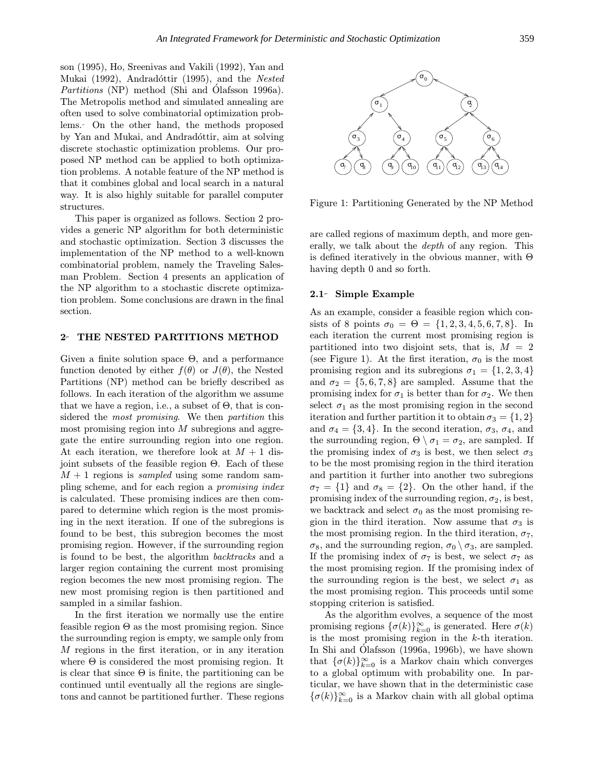son (1995), Ho, Sreenivas and Vakili (1992), Yan and Mukai (1992), Andradóttir (1995), and the *Nested Partitions* (NP) method (Shi and Ólafsson 1996a). The Metropolis method and simulated annealing are often used to solve combinatorial optimization problems. On the other hand, the methods proposed by Yan and Mukai, and Andradóttir, aim at solving discrete stochastic optimization problems. Our proposed NP method can be applied to both optimization problems. A notable feature of the NP method is that it combines global and local search in a natural way. It is also highly suitable for parallel computer structures.

This paper is organized as follows. Section 2 provides a generic NP algorithm for both deterministic and stochastic optimization. Section 3 discusses the implementation of the NP method to a well-known combinatorial problem, namely the Traveling Salesman Problem. Section 4 presents an application of the NP algorithm to a stochastic discrete optimization problem. Some conclusions are drawn in the final section.

## 2 THE NESTED PARTITIONS METHOD

Given a finite solution space $\Theta$, and a performance function denoted by either $f(\theta)$ or $J(\theta)$, the Nested Partitions (NP) method can be briefly described as follows. In each iteration of the algorithm we assume that we have a region, i.e., a subset of $\Theta$, that is considered the *most promising*. We then *partition* this most promising region into $M$ subregions and aggregate the entire surrounding region into one region. At each iteration, we therefore look at $M + 1$ disjoint subsets of the feasible region $\Theta$. Each of these $M + 1$ regions is *sampled* using some random sampling scheme, and for each region a *promising index* is calculated. These promising indices are then compared to determine which region is the most promising in the next iteration. If one of the subregions is found to be best, this subregion becomes the most promising region. However, if the surrounding region is found to be best, the algorithm *backtracks* and a larger region containing the current most promising region becomes the new most promising region. The new most promising region is then partitioned and sampled in a similar fashion.

In the first iteration we normally use the entire feasible region $\Theta$ as the most promising region. Since the surrounding region is empty, we sample only from $M$ regions in the first iteration, or in any iteration where $\Theta$ is considered the most promising region. It is clear that since $\Theta$ is finite, the partitioning can be continued until eventually all the regions are singletons and cannot be partitioned further. These regions are called regions of maximum depth, and more generally, we talk about the *depth* of any region. This is defined iteratively in the obvious manner, with $\Theta$ having depth 0 and so forth.

Figure 1: Partitioning Generated by the NP Method

### 2.1 Simple Example

As an example, consider a feasible region which consists of 8 points $\sigma_0 = \Theta = \{1, 2, 3, 4, 5, 6, 7, 8\}$. In each iteration the current most promising region is partitioned into two disjoint sets, that is, $M = 2$ (see Figure 1). At the first iteration, $\sigma_0$ is the most promising region and its subregions $\sigma_1 = \{1, 2, 3, 4\}$ and $\sigma_2 = \{5, 6, 7, 8\}$ are sampled. Assume that the promising index for $\sigma_1$ is better than for $\sigma_2$. We then select $\sigma_1$ as the most promising region in the second iteration and further partition it to obtain $\sigma_3 = \{1, 2\}$ and $\sigma_4 = \{3, 4\}$. In the second iteration, $\sigma_3$, $\sigma_4$, and the surrounding region, $\Theta \setminus \sigma_1 = \sigma_2$, are sampled. If the promising index of $\sigma_3$ is best, we then select $\sigma_3$ to be the most promising region in the third iteration and partition it further into another two subregions $\sigma_7 = \{1\}$ and $\sigma_8 = \{2\}$. On the other hand, if the promising index of the surrounding region, $\sigma_2$, is best, we backtrack and select $\sigma_0$ as the most promising region in the third iteration. Now assume that $\sigma_3$ is the most promising region. In the third iteration, $\sigma_7$, $\sigma_8$, and the surrounding region, $\sigma_0 \setminus \sigma_3$, are sampled. If the promising index of $\sigma_7$ is best, we select $\sigma_7$ as the most promising region. If the promising index of the surrounding region is the best, we select $\sigma_1$ as the most promising region. This proceeds until some stopping criterion is satisfied.

As the algorithm evolves, a sequence of the most promising regions $\{\sigma(k)\}_{k=0}^{\infty}$ is generated. Here $\sigma(k)$ is the most promising region in the $k$-th iteration. In Shi and Ólafsson (1996a, 1996b), we have shown that $\{\sigma(k)\}_{k=0}^{\infty}$ is a Markov chain which converges to a global optimum with probability one. In particular, we have shown that in the deterministic case $\{\sigma(k)\}_{k=0}^{\infty}$ is a Markov chain with all global optima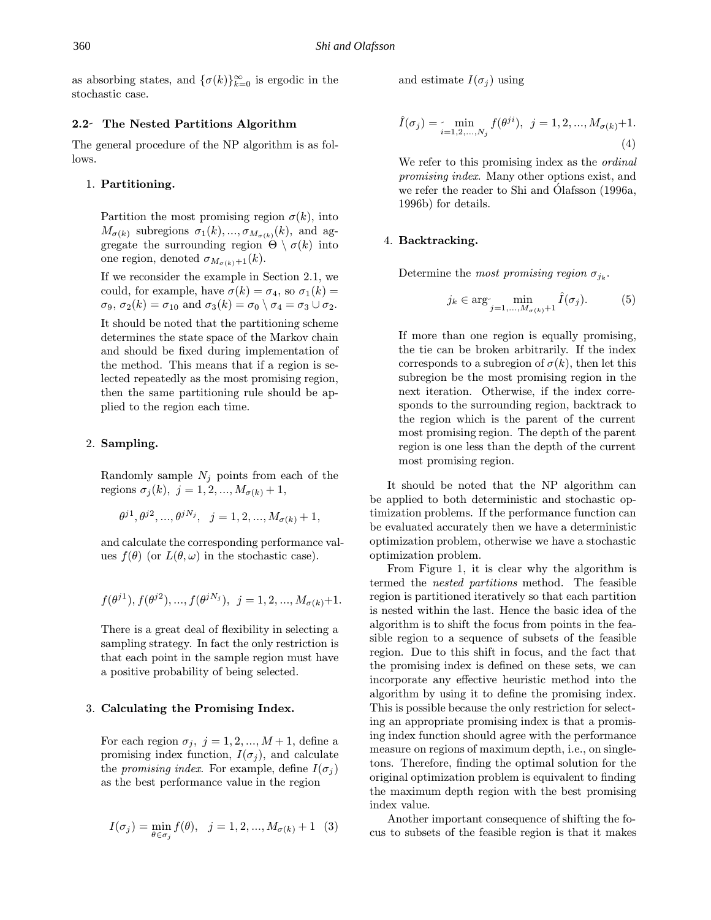as absorbing states, and $\{\sigma(k)\}_{k=0}^{\infty}$ is ergodic in the stochastic case.

### 2.2 The Nested Partitions Algorithm

The general procedure of the NP algorithm is as follows.

1. **Partitioning.**

   Partition the most promising region $\sigma(k)$, into $M_{\sigma(k)}$ subregions $\sigma_1(k), ..., \sigma_{M_{\sigma(k)}}(k)$, and aggregate the surrounding region $\Theta \setminus \sigma(k)$ into one region, denoted $\sigma_{M_{\sigma(k)}+1}(k)$.

   If we reconsider the example in Section 2.1, we could, for example, have $\sigma(k) = \sigma_4$, so $\sigma_1(k) = \sigma_9$, $\sigma_2(k) = \sigma_{10}$ and $\sigma_3(k) = \sigma_0 \setminus \sigma_4 = \sigma_3 \cup \sigma_2$.

   It should be noted that the partitioning scheme determines the state space of the Markov chain and should be fixed during implementation of the method. This means that if a region is selected repeatedly as the most promising region, then the same partitioning rule should be applied to the region each time.

2. **Sampling.**

   Randomly sample $N_j$ points from each of the regions $\sigma_j(k),\ j = 1, 2, ..., M_{\sigma(k)} + 1$,

   $$\theta^{j1}, \theta^{j2}, ..., \theta^{jN_j}, \quad j = 1, 2, ..., M_{\sigma(k)} + 1,$$

   and calculate the corresponding performance values $f(\theta)$ (or $L(\theta, \omega)$ in the stochastic case).

   $$f(\theta^{j1}), f(\theta^{j2}), ..., f(\theta^{jN_j}),\ \ j = 1, 2, ..., M_{\sigma(k)}+1.$$

   There is a great deal of flexibility in selecting a sampling strategy. In fact the only restriction is that each point in the sample region must have a positive probability of being selected.

3. **Calculating the Promising Index.**

   For each region $\sigma_j,\ j = 1, 2, ..., M + 1$, define a promising index function, $I(\sigma_j)$, and calculate the *promising index*. For example, define $I(\sigma_j)$ as the best performance value in the region

   $$I(\sigma_j) = \min_{\theta \in \sigma_j} f(\theta), \quad j = 1, 2, ..., M_{\sigma(k)} + 1 \quad (3)$$

   and estimate $I(\sigma_j)$ using

   $$\hat{I}(\sigma_j) = \min_{i=1,2,...,N_j} f(\theta^{ji}),\ \ j = 1, 2, ..., M_{\sigma(k)}+1. \quad (4)$$

   We refer to this promising index as the *ordinal promising index*. Many other options exist, and we refer the reader to Shi and Ólafsson (1996a, 1996b) for details.

4. **Backtracking.**

   Determine the *most promising region* $\sigma_{j_k}$.

   $$j_k \in \arg \min_{j=1,...,M_{\sigma(k)}+1} \hat{I}(\sigma_j). \quad (5)$$

   If more than one region is equally promising, the tie can be broken arbitrarily. If the index corresponds to a subregion of $\sigma(k)$, then let this subregion be the most promising region in the next iteration. Otherwise, if the index corresponds to the surrounding region, backtrack to the region which is the parent of the current most promising region. The depth of the parent region is one less than the depth of the current most promising region.

It should be noted that the NP algorithm can be applied to both deterministic and stochastic optimization problems. If the performance function can be evaluated accurately then we have a deterministic optimization problem, otherwise we have a stochastic optimization problem.

From Figure 1, it is clear why the algorithm is termed the *nested partitions* method. The feasible region is partitioned iteratively so that each partition is nested within the last. Hence the basic idea of the algorithm is to shift the focus from points in the feasible region to a sequence of subsets of the feasible region. Due to this shift in focus, and the fact that the promising index is defined on these sets, we can incorporate any effective heuristic method into the algorithm by using it to define the promising index. This is possible because the only restriction for selecting an appropriate promising index is that a promising index function should agree with the performance measure on regions of maximum depth, i.e., on singletons. Therefore, finding the optimal solution for the original optimization problem is equivalent to finding the maximum depth region with the best promising index value.

Another important consequence of shifting the focus to subsets of the feasible region is that it makes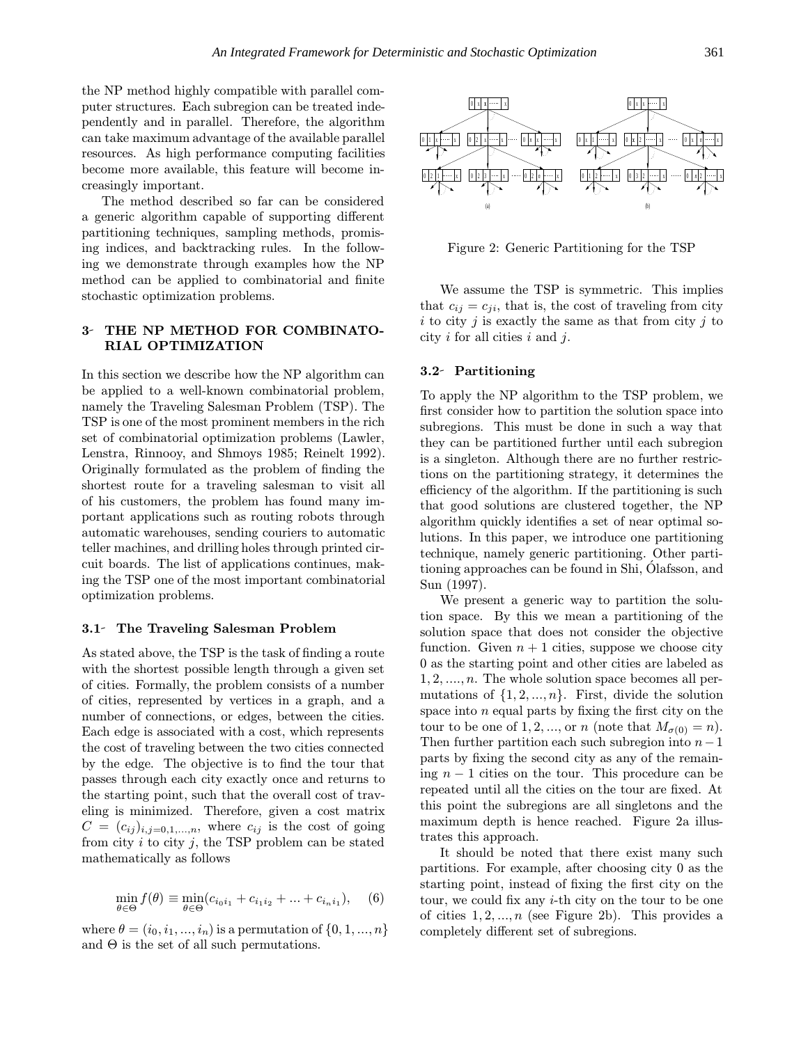the NP method highly compatible with parallel computer structures. Each subregion can be treated independently and in parallel. Therefore, the algorithm can take maximum advantage of the available parallel resources. As high performance computing facilities become more available, this feature will become increasingly important.

The method described so far can be considered a generic algorithm capable of supporting different partitioning techniques, sampling methods, promising indices, and backtracking rules. In the following we demonstrate through examples how the NP method can be applied to combinatorial and finite stochastic optimization problems.

## 3 THE NP METHOD FOR COMBINATORIAL OPTIMIZATION

In this section we describe how the NP algorithm can be applied to a well-known combinatorial problem, namely the Traveling Salesman Problem (TSP). The TSP is one of the most prominent members in the rich set of combinatorial optimization problems (Lawler, Lenstra, Rinnooy, and Shmoys 1985; Reinelt 1992). Originally formulated as the problem of finding the shortest route for a traveling salesman to visit all of his customers, the problem has found many important applications such as routing robots through automatic warehouses, sending couriers to automatic teller machines, and drilling holes through printed circuit boards. The list of applications continues, making the TSP one of the most important combinatorial optimization problems.

### 3.1 The Traveling Salesman Problem

As stated above, the TSP is the task of finding a route with the shortest possible length through a given set of cities. Formally, the problem consists of a number of cities, represented by vertices in a graph, and a number of connections, or edges, between the cities. Each edge is associated with a cost, which represents the cost of traveling between the two cities connected by the edge. The objective is to find the tour that passes through each city exactly once and returns to the starting point, such that the overall cost of traveling is minimized. Therefore, given a cost matrix $C = (c_{ij})_{i,j=0,1,...,n}$, where $c_{ij}$ is the cost of going from city $i$ to city $j$, the TSP problem can be stated mathematically as follows

$$\min_{\theta \in \Theta} f(\theta) \equiv \min_{\theta \in \Theta} (c_{i_0 i_1} + c_{i_1 i_2} + ... + c_{i_n i_1}), \quad (6)$$

where $\theta = (i_0, i_1, ..., i_n)$ is a permutation of $\{0, 1, ..., n\}$ and $\Theta$ is the set of all such permutations.

Figure 2: Generic Partitioning for the TSP

We assume the TSP is symmetric. This implies that $c_{ij} = c_{ji}$, that is, the cost of traveling from city $i$ to city $j$ is exactly the same as that from city $j$ to city $i$ for all cities $i$ and $j$.

### 3.2 Partitioning

To apply the NP algorithm to the TSP problem, we first consider how to partition the solution space into subregions. This must be done in such a way that they can be partitioned further until each subregion is a singleton. Although there are no further restrictions on the partitioning strategy, it determines the efficiency of the algorithm. If the partitioning is such that good solutions are clustered together, the NP algorithm quickly identifies a set of near optimal solutions. In this paper, we introduce one partitioning technique, namely generic partitioning. Other partitioning approaches can be found in Shi, Ólafsson, and Sun (1997).

We present a generic way to partition the solution space. By this we mean a partitioning of the solution space that does not consider the objective function. Given $n + 1$ cities, suppose we choose city 0 as the starting point and other cities are labeled as $1, 2, ...., n$. The whole solution space becomes all permutations of $\{1, 2, ..., n\}$. First, divide the solution space into $n$ equal parts by fixing the first city on the tour to be one of $1, 2, ...,$ or $n$ (note that $M_{\sigma(0)} = n$). Then further partition each such subregion into $n-1$ parts by fixing the second city as any of the remaining $n - 1$ cities on the tour. This procedure can be repeated until all the cities on the tour are fixed. At this point the subregions are all singletons and the maximum depth is hence reached. Figure 2a illustrates this approach.

It should be noted that there exist many such partitions. For example, after choosing city 0 as the starting point, instead of fixing the first city on the tour, we could fix any $i$-th city on the tour to be one of cities $1, 2, ..., n$ (see Figure 2b). This provides a completely different set of subregions.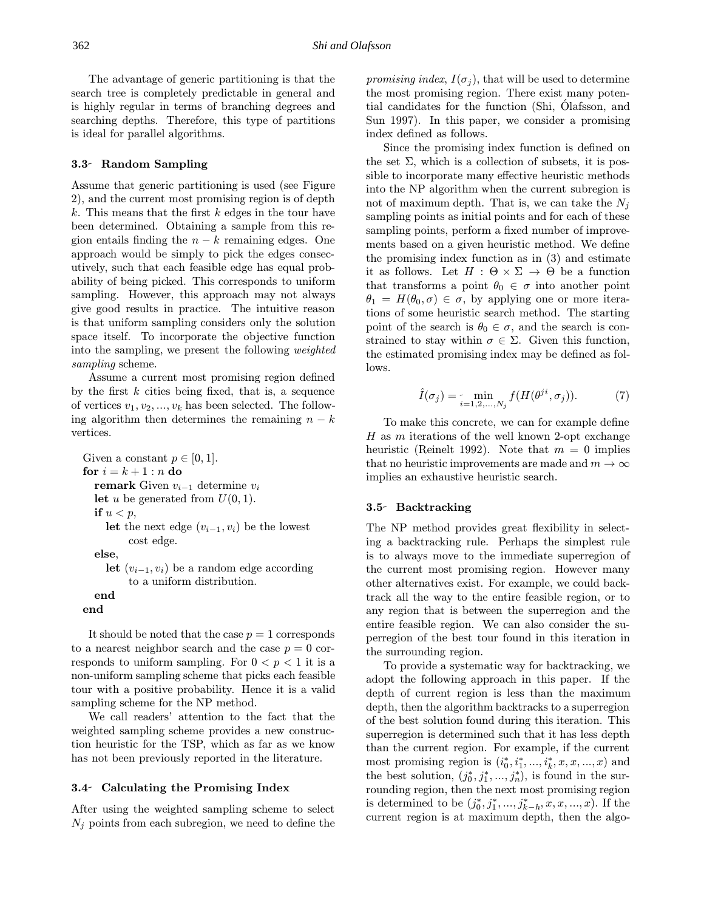The advantage of generic partitioning is that the search tree is completely predictable in general and is highly regular in terms of branching degrees and searching depths. Therefore, this type of partitions is ideal for parallel algorithms.

### 3.3 Random Sampling

Assume that generic partitioning is used (see Figure 2), and the current most promising region is of depth $k$. This means that the first $k$ edges in the tour have been determined. Obtaining a sample from this region entails finding the $n-k$ remaining edges. One approach would be simply to pick the edges consecutively, such that each feasible edge has equal probability of being picked. This corresponds to uniform sampling. However, this approach may not always give good results in practice. The intuitive reason is that uniform sampling considers only the solution space itself. To incorporate the objective function into the sampling, we present the following *weighted sampling* scheme.

Assume a current most promising region defined by the first $k$ cities being fixed, that is, a sequence of vertices $v_1, v_2, ..., v_k$ has been selected. The following algorithm then determines the remaining $n-k$ vertices.

> Given a constant $p \in [0, 1]$.
> **for** $i = k+1 : n$ **do**
> &nbsp;&nbsp;&nbsp;&nbsp;**remark** Given $v_{i-1}$ determine $v_i$
> &nbsp;&nbsp;&nbsp;&nbsp;**let** $u$ be generated from $U(0, 1)$.
> &nbsp;&nbsp;&nbsp;&nbsp;**if** $u < p$,
> &nbsp;&nbsp;&nbsp;&nbsp;&nbsp;&nbsp;&nbsp;&nbsp;**let** the next edge $(v_{i-1}, v_i)$ be the lowest cost edge.
> &nbsp;&nbsp;&nbsp;&nbsp;**else**,
> &nbsp;&nbsp;&nbsp;&nbsp;&nbsp;&nbsp;&nbsp;&nbsp;**let** $(v_{i-1}, v_i)$ be a random edge according to a uniform distribution.
> &nbsp;&nbsp;&nbsp;&nbsp;**end**
> **end**

It should be noted that the case $p = 1$ corresponds to a nearest neighbor search and the case $p = 0$ corresponds to uniform sampling. For $0 < p < 1$ it is a non-uniform sampling scheme that picks each feasible tour with a positive probability. Hence it is a valid sampling scheme for the NP method.

We call readers' attention to the fact that the weighted sampling scheme provides a new construction heuristic for the TSP, which as far as we know has not been previously reported in the literature.

### 3.4 Calculating the Promising Index

After using the weighted sampling scheme to select $N_j$ points from each subregion, we need to define the *promising index*, $I(\sigma_j)$, that will be used to determine the most promising region. There exist many potential candidates for the function (Shi, Ólafsson, and Sun 1997). In this paper, we consider a promising index defined as follows.

Since the promising index function is defined on the set $\Sigma$, which is a collection of subsets, it is possible to incorporate many effective heuristic methods into the NP algorithm when the current subregion is not of maximum depth. That is, we can take the $N_j$ sampling points as initial points and for each of these sampling points, perform a fixed number of improvements based on a given heuristic method. We define the promising index function as in (3) and estimate it as follows. Let $H : \Theta \times \Sigma \to \Theta$ be a function that transforms a point $\theta_0 \in \sigma$ into another point $\theta_1 = H(\theta_0, \sigma) \in \sigma$, by applying one or more iterations of some heuristic search method. The starting point of the search is $\theta_0 \in \sigma$, and the search is constrained to stay within $\sigma \in \Sigma$. Given this function, the estimated promising index may be defined as follows.

$$\hat{I}(\sigma_j) = \min_{i=1,2,...,N_j} f(H(\theta^{ji}, \sigma_j)). \tag{7}$$

To make this concrete, we can for example define $H$ as $m$ iterations of the well known 2-opt exchange heuristic (Reinelt 1992). Note that $m = 0$ implies that no heuristic improvements are made and $m \to \infty$ implies an exhaustive heuristic search.

### 3.5 Backtracking

The NP method provides great flexibility in selecting a backtracking rule. Perhaps the simplest rule is to always move to the immediate superregion of the current most promising region. However many other alternatives exist. For example, we could backtrack all the way to the entire feasible region, or to any region that is between the superregion and the entire feasible region. We can also consider the superregion of the best tour found in this iteration in the surrounding region.

To provide a systematic way for backtracking, we adopt the following approach in this paper. If the depth of current region is less than the maximum depth, then the algorithm backtracks to a superregion of the best solution found during this iteration. This superregion is determined such that it has less depth than the current region. For example, if the current most promising region is $(i_0^*, i_1^*, ..., i_k^*, x, x, ..., x)$ and the best solution, $(j_0^*, j_1^*, ..., j_n^*)$, is found in the surrounding region, then the next most promising region is determined to be $(j_0^*, j_1^*, ..., j_{k-h}^*, x, x, ..., x)$. If the current region is at maximum depth, then the algo-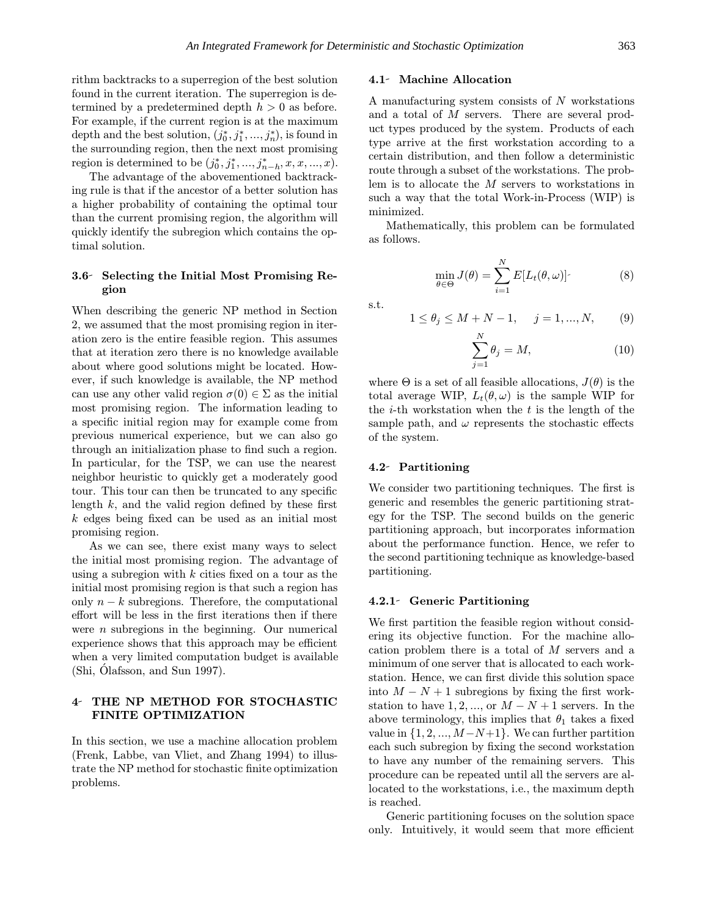rithm backtracks to a superregion of the best solution found in the current iteration. The superregion is determined by a predetermined depth $h > 0$ as before. For example, if the current region is at the maximum depth and the best solution, $(j_0^*, j_1^*, ..., j_n^*)$, is found in the surrounding region, then the next most promising region is determined to be $(j_0^*, j_1^*, ..., j_{n-h}^*, x, x, ..., x)$.

The advantage of the abovementioned backtracking rule is that if the ancestor of a better solution has a higher probability of containing the optimal tour than the current promising region, the algorithm will quickly identify the subregion which contains the optimal solution.

### 3.6 Selecting the Initial Most Promising Region

When describing the generic NP method in Section 2, we assumed that the most promising region in iteration zero is the entire feasible region. This assumes that at iteration zero there is no knowledge available about where good solutions might be located. However, if such knowledge is available, the NP method can use any other valid region $\sigma(0) \in \Sigma$ as the initial most promising region. The information leading to a specific initial region may for example come from previous numerical experience, but we can also go through an initialization phase to find such a region. In particular, for the TSP, we can use the nearest neighbor heuristic to quickly get a moderately good tour. This tour can then be truncated to any specific length $k$, and the valid region defined by these first $k$ edges being fixed can be used as an initial most promising region.

As we can see, there exist many ways to select the initial most promising region. The advantage of using a subregion with $k$ cities fixed on a tour as the initial most promising region is that such a region has only $n - k$ subregions. Therefore, the computational effort will be less in the first iterations then if there were $n$ subregions in the beginning. Our numerical experience shows that this approach may be efficient when a very limited computation budget is available (Shi, Ólafsson, and Sun 1997).

## 4 THE NP METHOD FOR STOCHASTIC FINITE OPTIMIZATION

In this section, we use a machine allocation problem (Frenk, Labbe, van Vliet, and Zhang 1994) to illustrate the NP method for stochastic finite optimization problems.

### 4.1 Machine Allocation

A manufacturing system consists of $N$ workstations and a total of $M$ servers. There are several product types produced by the system. Products of each type arrive at the first workstation according to a certain distribution, and then follow a deterministic route through a subset of the workstations. The problem is to allocate the $M$ servers to workstations in such a way that the total Work-in-Process (WIP) is minimized.

Mathematically, this problem can be formulated as follows.

$$\min_{\theta \in \Theta} J(\theta) = \sum_{i=1}^{N} E[L_t(\theta, \omega)] \tag{8}$$

s.t.

$$1 \leq \theta_j \leq M + N - 1, \quad j = 1, ..., N, \tag{9}$$

$$\sum_{j=1}^{N} \theta_j = M, \tag{10}$$

where $\Theta$ is a set of all feasible allocations, $J(\theta)$ is the total average WIP, $L_t(\theta, \omega)$ is the sample WIP for the $i$-th workstation when the $t$ is the length of the sample path, and $\omega$ represents the stochastic effects of the system.

### 4.2 Partitioning

We consider two partitioning techniques. The first is generic and resembles the generic partitioning strategy for the TSP. The second builds on the generic partitioning approach, but incorporates information about the performance function. Hence, we refer to the second partitioning technique as knowledge-based partitioning.

#### 4.2.1 Generic Partitioning

We first partition the feasible region without considering its objective function. For the machine allocation problem there is a total of $M$ servers and a minimum of one server that is allocated to each workstation. Hence, we can first divide this solution space into $M - N + 1$ subregions by fixing the first workstation to have $1, 2, ...,$ or $M - N + 1$ servers. In the above terminology, this implies that $\theta_1$ takes a fixed value in $\{1, 2, ..., M-N+1\}$. We can further partition each such subregion by fixing the second workstation to have any number of the remaining servers. This procedure can be repeated until all the servers are allocated to the workstations, i.e., the maximum depth is reached.

Generic partitioning focuses on the solution space only. Intuitively, it would seem that more efficient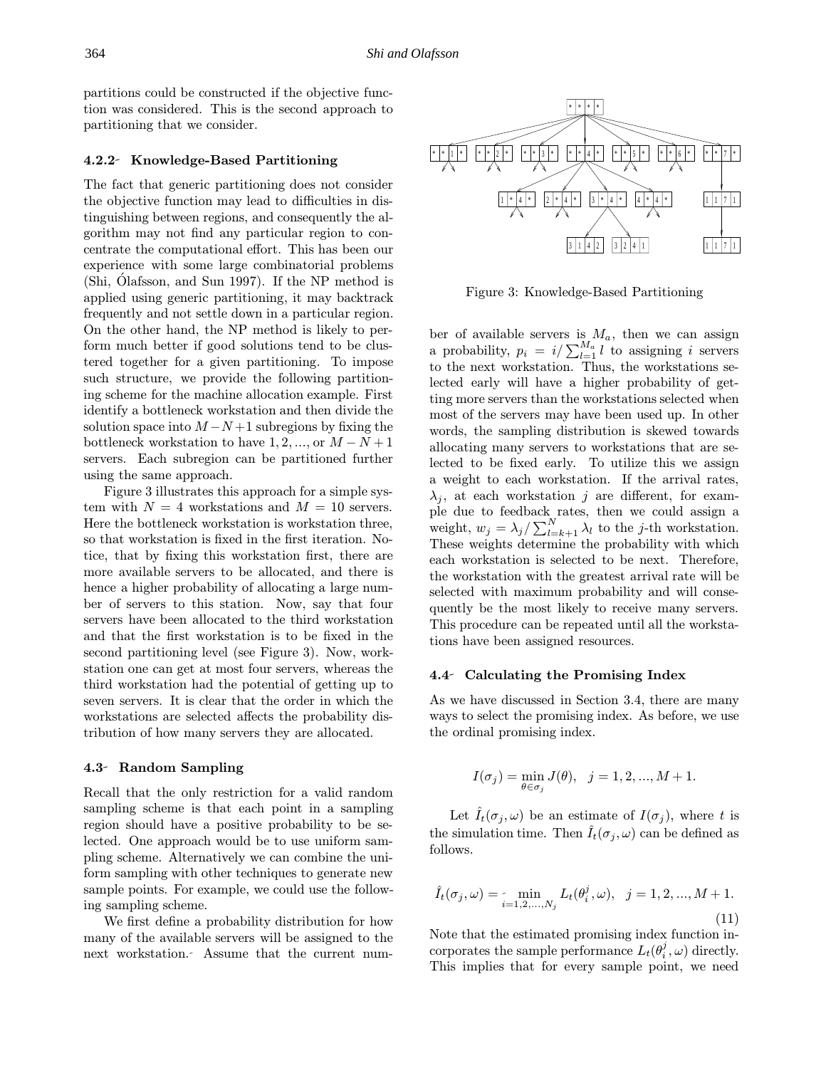partitions could be constructed if the objective function was considered. This is the second approach to partitioning that we consider.

### 4.2.2 Knowledge-Based Partitioning

The fact that generic partitioning does not consider the objective function may lead to difficulties in distinguishing between regions, and consequently the algorithm may not find any particular region to concentrate the computational effort. This has been our experience with some large combinatorial problems (Shi, Ólafsson, and Sun 1997). If the NP method is applied using generic partitioning, it may backtrack frequently and not settle down in a particular region. On the other hand, the NP method is likely to perform much better if good solutions tend to be clustered together for a given partitioning. To impose such structure, we provide the following partitioning scheme for the machine allocation example. First identify a bottleneck workstation and then divide the solution space into $M-N+1$ subregions by fixing the bottleneck workstation to have $1, 2, ..., $ or $M-N+1$ servers. Each subregion can be partitioned further using the same approach.

Figure 3 illustrates this approach for a simple system with $N = 4$ workstations and $M = 10$ servers. Here the bottleneck workstation is workstation three, so that workstation is fixed in the first iteration. Notice, that by fixing this workstation first, there are more available servers to be allocated, and there is hence a higher probability of allocating a large number of servers to this station. Now, say that four servers have been allocated to the third workstation and that the first workstation is to be fixed in the second partitioning level (see Figure 3). Now, workstation one can get at most four servers, whereas the third workstation had the potential of getting up to seven servers. It is clear that the order in which the workstations are selected affects the probability distribution of how many servers they are allocated.

Figure 3: Knowledge-Based Partitioning

### 4.3 Random Sampling

Recall that the only restriction for a valid random sampling scheme is that each point in a sampling region should have a positive probability to be selected. One approach would be to use uniform sampling scheme. Alternatively we can combine the uniform sampling with other techniques to generate new sample points. For example, we could use the following sampling scheme.

We first define a probability distribution for how many of the available servers will be assigned to the next workstation. Assume that the current number of available servers is $M_a$, then we can assign a probability, $p_i = i / \sum_{l=1}^{M_a} l$ to assigning $i$ servers to the next workstation. Thus, the workstations selected early will have a higher probability of getting more servers than the workstations selected when most of the servers may have been used up. In other words, the sampling distribution is skewed towards allocating many servers to workstations that are selected to be fixed early. To utilize this we assign a weight to each workstation. If the arrival rates, $\lambda_j$, at each workstation $j$ are different, for example due to feedback rates, then we could assign a weight, $w_j = \lambda_j / \sum_{l=k+1}^{N} \lambda_l$ to the $j$-th workstation. These weights determine the probability with which each workstation is selected to be next. Therefore, the workstation with the greatest arrival rate will be selected with maximum probability and will consequently be the most likely to receive many servers. This procedure can be repeated until all the workstations have been assigned resources.

### 4.4 Calculating the Promising Index

As we have discussed in Section 3.4, there are many ways to select the promising index. As before, we use the ordinal promising index.

$$I(\sigma_j) = \min_{\theta \in \sigma_j} J(\theta), \quad j = 1, 2, ..., M+1.$$

Let $\hat{I}_t(\sigma_j, \omega)$ be an estimate of $I(\sigma_j)$, where $t$ is the simulation time. Then $\hat{I}_t(\sigma_j, \omega)$ can be defined as follows.

$$\hat{I}_t(\sigma_j, \omega) = \min_{i=1,2,...,N_j} L_t(\theta_i^j, \omega), \quad j = 1, 2, ..., M+1. \tag{11}$$

Note that the estimated promising index function incorporates the sample performance $L_t(\theta_i^j, \omega)$ directly. This implies that for every sample point, we need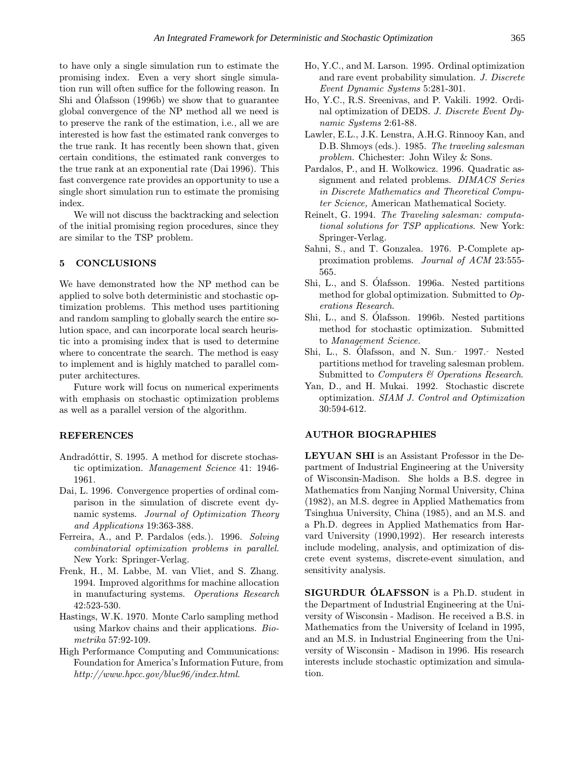to have only a single simulation run to estimate the promising index. Even a very short single simulation run will often suffice for the following reason. In Shi and Ólafsson (1996b) we show that to guarantee global convergence of the NP method all we need is to preserve the rank of the estimation, i.e., all we are interested is how fast the estimated rank converges to the true rank. It has recently been shown that, given certain conditions, the estimated rank converges to the true rank at an exponential rate (Dai 1996). This fast convergence rate provides an opportunity to use a single short simulation run to estimate the promising index.

We will not discuss the backtracking and selection of the initial promising region procedures, since they are similar to the TSP problem.

## 5 CONCLUSIONS

We have demonstrated how the NP method can be applied to solve both deterministic and stochastic optimization problems. This method uses partitioning and random sampling to globally search the entire solution space, and can incorporate local search heuristic into a promising index that is used to determine where to concentrate the search. The method is easy to implement and is highly matched to parallel computer architectures.

Future work will focus on numerical experiments with emphasis on stochastic optimization problems as well as a parallel version of the algorithm.

## REFERENCES

Andradóttir, S. 1995. A method for discrete stochastic optimization. *Management Science* 41: 1946-1961.

Dai, L. 1996. Convergence properties of ordinal comparison in the simulation of discrete event dynamic systems. *Journal of Optimization Theory and Applications* 19:363-388.

Ferreira, A., and P. Pardalos (eds.). 1996. *Solving combinatorial optimization problems in parallel*. New York: Springer-Verlag.

Frenk, H., M. Labbe, M. van Vliet, and S. Zhang. 1994. Improved algorithms for machine allocation in manufacturing systems. *Operations Research* 42:523-530.

Hastings, W.K. 1970. Monte Carlo sampling method using Markov chains and their applications. *Biometrika* 57:92-109.

High Performance Computing and Communications: Foundation for America's Information Future, from *http://www.hpcc.gov/blue96/index.html*.

Ho, Y.C., and M. Larson. 1995. Ordinal optimization and rare event probability simulation. *J. Discrete Event Dynamic Systems* 5:281-301.

Ho, Y.C., R.S. Sreenivas, and P. Vakili. 1992. Ordinal optimization of DEDS. *J. Discrete Event Dynamic Systems* 2:61-88.

Lawler, E.L., J.K. Lenstra, A.H.G. Rinnooy Kan, and D.B. Shmoys (eds.). 1985. *The traveling salesman problem.* Chichester: John Wiley & Sons.

Pardalos, P., and H. Wolkowicz. 1996. Quadratic assignment and related problems. *DIMACS Series in Discrete Mathematics and Theoretical Computer Science,* American Mathematical Society.

Reinelt, G. 1994. *The Traveling salesman: computational solutions for TSP applications*. New York: Springer-Verlag.

Sahni, S., and T. Gonzalea. 1976. P-Complete approximation problems. *Journal of ACM* 23:555-565.

Shi, L., and S. Ólafsson. 1996a. Nested partitions method for global optimization. Submitted to *Operations Research*.

Shi, L., and S. Ólafsson. 1996b. Nested partitions method for stochastic optimization. Submitted to *Management Science.*

Shi, L., S. Ólafsson, and N. Sun. 1997. Nested partitions method for traveling salesman problem. Submitted to *Computers & Operations Research*.

Yan, D., and H. Mukai. 1992. Stochastic discrete optimization. *SIAM J. Control and Optimization* 30:594-612.

## AUTHOR BIOGRAPHIES

**LEYUAN SHI** is an Assistant Professor in the Department of Industrial Engineering at the University of Wisconsin-Madison. She holds a B.S. degree in Mathematics from Nanjing Normal University, China (1982), an M.S. degree in Applied Mathematics from Tsinghua University, China (1985), and an M.S. and a Ph.D. degrees in Applied Mathematics from Harvard University (1990,1992). Her research interests include modeling, analysis, and optimization of discrete event systems, discrete-event simulation, and sensitivity analysis.

**SIGURDUR ÓLAFSSON** is a Ph.D. student in the Department of Industrial Engineering at the University of Wisconsin - Madison. He received a B.S. in Mathematics from the University of Iceland in 1995, and an M.S. in Industrial Engineering from the University of Wisconsin - Madison in 1996. His research interests include stochastic optimization and simulation.